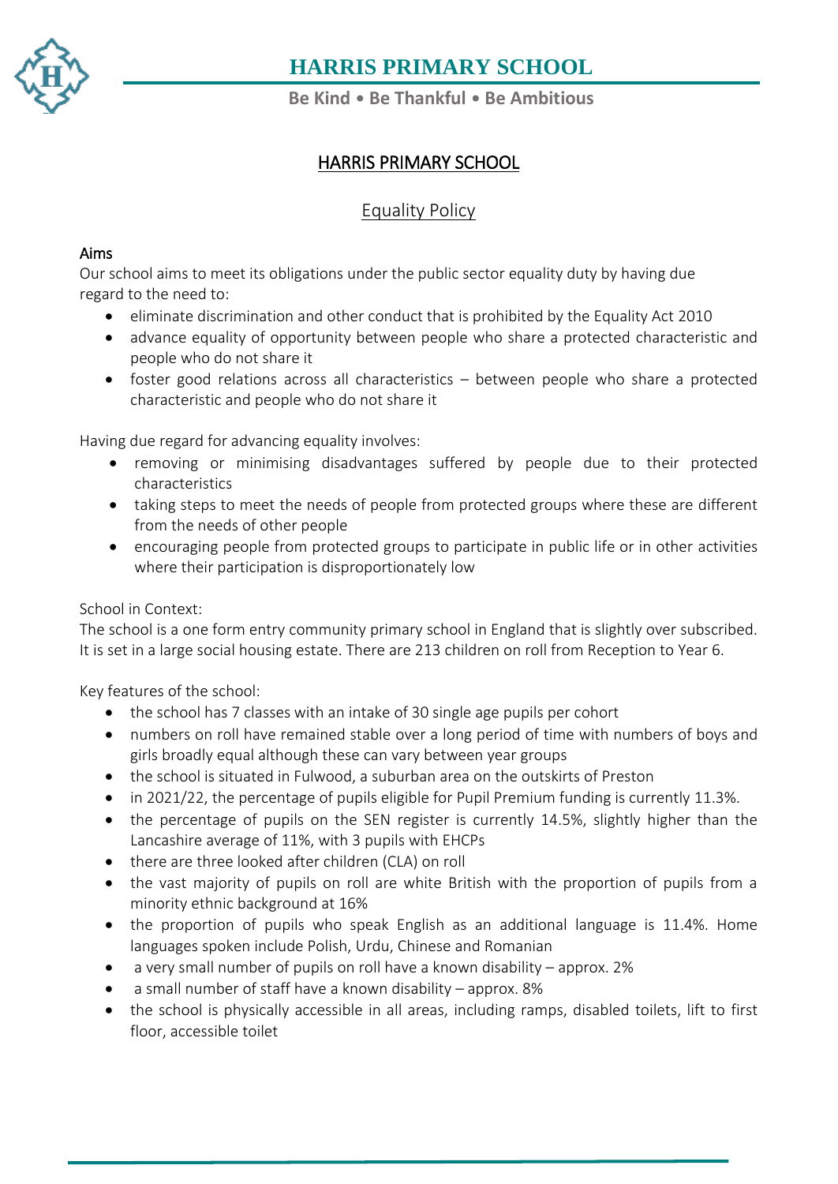# HARRIS PRIMARY SCHOOL

**Be Kind • Be Thankful • Be Ambitious**

## HARRIS PRIMARY SCHOOL

### Equality Policy

**Aims**

Our school aims to meet its obligations under the public sector equality duty by having due regard to the need to:

- eliminate discrimination and other conduct that is prohibited by the Equality Act 2010
- advance equality of opportunity between people who share a protected characteristic and people who do not share it
- foster good relations across all characteristics – between people who share a protected characteristic and people who do not share it

Having due regard for advancing equality involves:

- removing or minimising disadvantages suffered by people due to their protected characteristics
- taking steps to meet the needs of people from protected groups where these are different from the needs of other people
- encouraging people from protected groups to participate in public life or in other activities where their participation is disproportionately low

School in Context:

The school is a one form entry community primary school in England that is slightly over subscribed. It is set in a large social housing estate. There are 213 children on roll from Reception to Year 6.

Key features of the school:

- the school has 7 classes with an intake of 30 single age pupils per cohort
- numbers on roll have remained stable over a long period of time with numbers of boys and girls broadly equal although these can vary between year groups
- the school is situated in Fulwood, a suburban area on the outskirts of Preston
- in 2021/22, the percentage of pupils eligible for Pupil Premium funding is currently 11.3%.
- the percentage of pupils on the SEN register is currently 14.5%, slightly higher than the Lancashire average of 11%, with 3 pupils with EHCPs
- there are three looked after children (CLA) on roll
- the vast majority of pupils on roll are white British with the proportion of pupils from a minority ethnic background at 16%
- the proportion of pupils who speak English as an additional language is 11.4%. Home languages spoken include Polish, Urdu, Chinese and Romanian
- a very small number of pupils on roll have a known disability – approx. 2%
- a small number of staff have a known disability – approx. 8%
- the school is physically accessible in all areas, including ramps, disabled toilets, lift to first floor, accessible toilet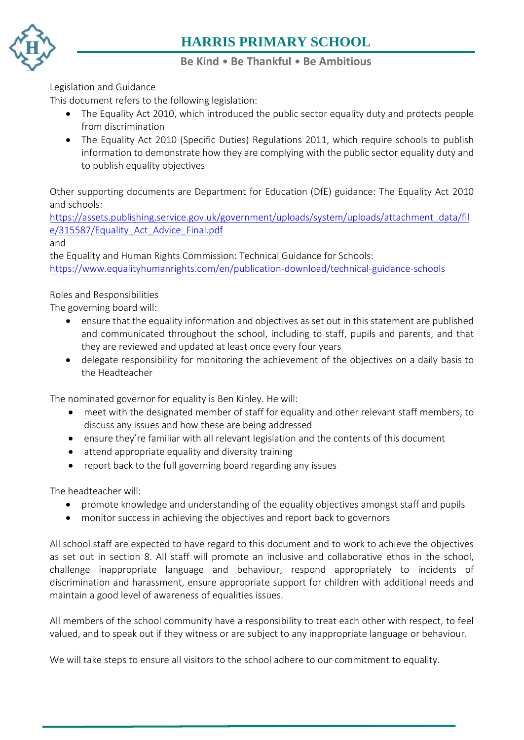## Legislation and Guidance

This document refers to the following legislation:

- The Equality Act 2010, which introduced the public sector equality duty and protects people from discrimination
- The Equality Act 2010 (Specific Duties) Regulations 2011, which require schools to publish information to demonstrate how they are complying with the public sector equality duty and to publish equality objectives

Other supporting documents are Department for Education (DfE) guidance: The Equality Act 2010 and schools:
https://assets.publishing.service.gov.uk/government/uploads/system/uploads/attachment_data/file/315587/Equality_Act_Advice_Final.pdf
and
the Equality and Human Rights Commission: Technical Guidance for Schools:
https://www.equalityhumanrights.com/en/publication-download/technical-guidance-schools

## Roles and Responsibilities

The governing board will:

- ensure that the equality information and objectives as set out in this statement are published and communicated throughout the school, including to staff, pupils and parents, and that they are reviewed and updated at least once every four years
- delegate responsibility for monitoring the achievement of the objectives on a daily basis to the Headteacher

The nominated governor for equality is Ben Kinley. He will:

- meet with the designated member of staff for equality and other relevant staff members, to discuss any issues and how these are being addressed
- ensure they're familiar with all relevant legislation and the contents of this document
- attend appropriate equality and diversity training
- report back to the full governing board regarding any issues

The headteacher will:

- promote knowledge and understanding of the equality objectives amongst staff and pupils
- monitor success in achieving the objectives and report back to governors

All school staff are expected to have regard to this document and to work to achieve the objectives as set out in section 8. All staff will promote an inclusive and collaborative ethos in the school, challenge inappropriate language and behaviour, respond appropriately to incidents of discrimination and harassment, ensure appropriate support for children with additional needs and maintain a good level of awareness of equalities issues.

All members of the school community have a responsibility to treat each other with respect, to feel valued, and to speak out if they witness or are subject to any inappropriate language or behaviour.

We will take steps to ensure all visitors to the school adhere to our commitment to equality.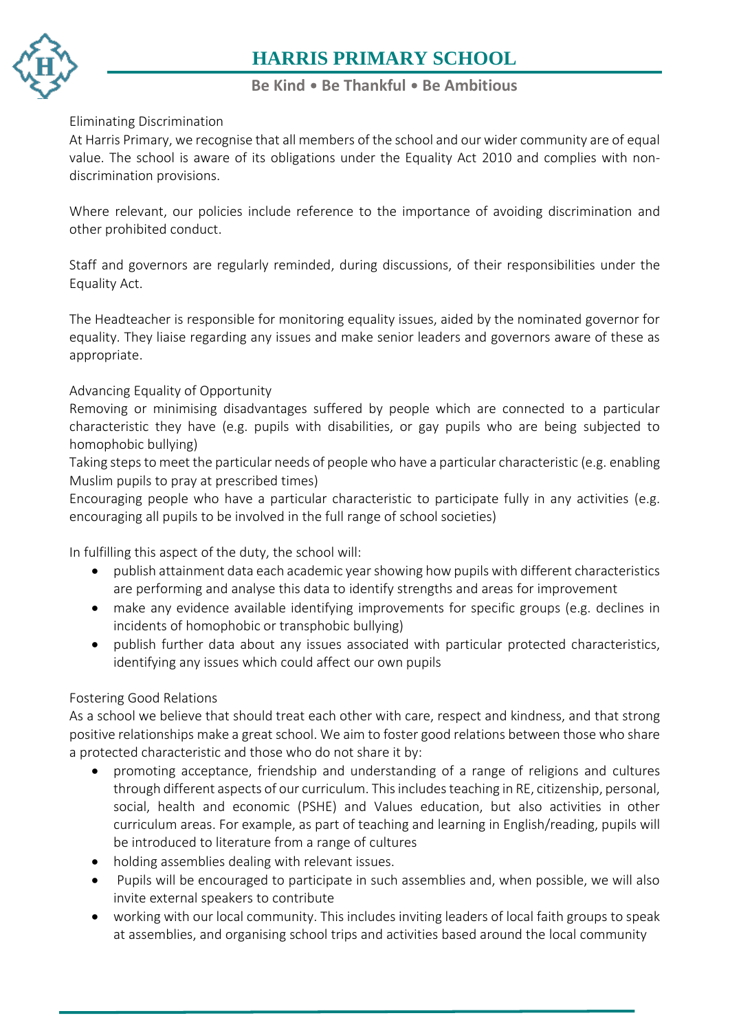Eliminating Discrimination

At Harris Primary, we recognise that all members of the school and our wider community are of equal value. The school is aware of its obligations under the Equality Act 2010 and complies with non-discrimination provisions.

Where relevant, our policies include reference to the importance of avoiding discrimination and other prohibited conduct.

Staff and governors are regularly reminded, during discussions, of their responsibilities under the Equality Act.

The Headteacher is responsible for monitoring equality issues, aided by the nominated governor for equality. They liaise regarding any issues and make senior leaders and governors aware of these as appropriate.

Advancing Equality of Opportunity

Removing or minimising disadvantages suffered by people which are connected to a particular characteristic they have (e.g. pupils with disabilities, or gay pupils who are being subjected to homophobic bullying)
Taking steps to meet the particular needs of people who have a particular characteristic (e.g. enabling Muslim pupils to pray at prescribed times)
Encouraging people who have a particular characteristic to participate fully in any activities (e.g. encouraging all pupils to be involved in the full range of school societies)

In fulfilling this aspect of the duty, the school will:

- publish attainment data each academic year showing how pupils with different characteristics are performing and analyse this data to identify strengths and areas for improvement
- make any evidence available identifying improvements for specific groups (e.g. declines in incidents of homophobic or transphobic bullying)
- publish further data about any issues associated with particular protected characteristics, identifying any issues which could affect our own pupils

Fostering Good Relations

As a school we believe that should treat each other with care, respect and kindness, and that strong positive relationships make a great school. We aim to foster good relations between those who share a protected characteristic and those who do not share it by:

- promoting acceptance, friendship and understanding of a range of religions and cultures through different aspects of our curriculum. This includes teaching in RE, citizenship, personal, social, health and economic (PSHE) and Values education, but also activities in other curriculum areas. For example, as part of teaching and learning in English/reading, pupils will be introduced to literature from a range of cultures
- holding assemblies dealing with relevant issues.
- Pupils will be encouraged to participate in such assemblies and, when possible, we will also invite external speakers to contribute
- working with our local community. This includes inviting leaders of local faith groups to speak at assemblies, and organising school trips and activities based around the local community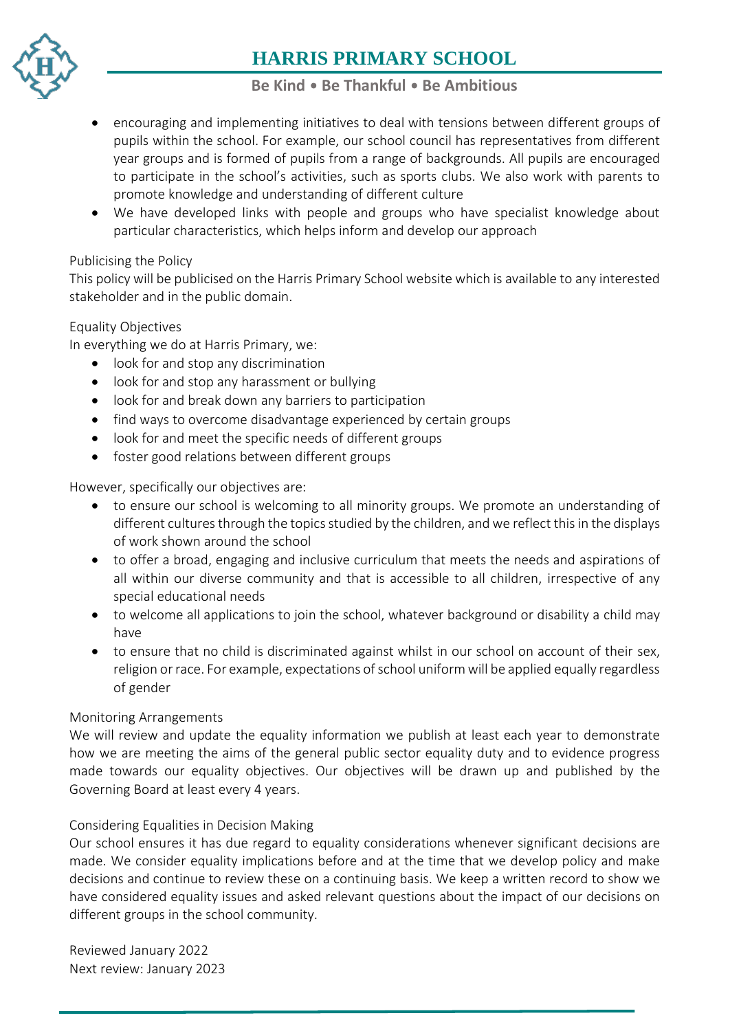- encouraging and implementing initiatives to deal with tensions between different groups of pupils within the school. For example, our school council has representatives from different year groups and is formed of pupils from a range of backgrounds. All pupils are encouraged to participate in the school's activities, such as sports clubs. We also work with parents to promote knowledge and understanding of different culture
- We have developed links with people and groups who have specialist knowledge about particular characteristics, which helps inform and develop our approach

Publicising the Policy

This policy will be publicised on the Harris Primary School website which is available to any interested stakeholder and in the public domain.

Equality Objectives

In everything we do at Harris Primary, we:

- look for and stop any discrimination
- look for and stop any harassment or bullying
- look for and break down any barriers to participation
- find ways to overcome disadvantage experienced by certain groups
- look for and meet the specific needs of different groups
- foster good relations between different groups

However, specifically our objectives are:

- to ensure our school is welcoming to all minority groups. We promote an understanding of different cultures through the topics studied by the children, and we reflect this in the displays of work shown around the school
- to offer a broad, engaging and inclusive curriculum that meets the needs and aspirations of all within our diverse community and that is accessible to all children, irrespective of any special educational needs
- to welcome all applications to join the school, whatever background or disability a child may have
- to ensure that no child is discriminated against whilst in our school on account of their sex, religion or race. For example, expectations of school uniform will be applied equally regardless of gender

Monitoring Arrangements

We will review and update the equality information we publish at least each year to demonstrate how we are meeting the aims of the general public sector equality duty and to evidence progress made towards our equality objectives. Our objectives will be drawn up and published by the Governing Board at least every 4 years.

Considering Equalities in Decision Making

Our school ensures it has due regard to equality considerations whenever significant decisions are made. We consider equality implications before and at the time that we develop policy and make decisions and continue to review these on a continuing basis. We keep a written record to show we have considered equality issues and asked relevant questions about the impact of our decisions on different groups in the school community.

Reviewed January 2022
Next review: January 2023